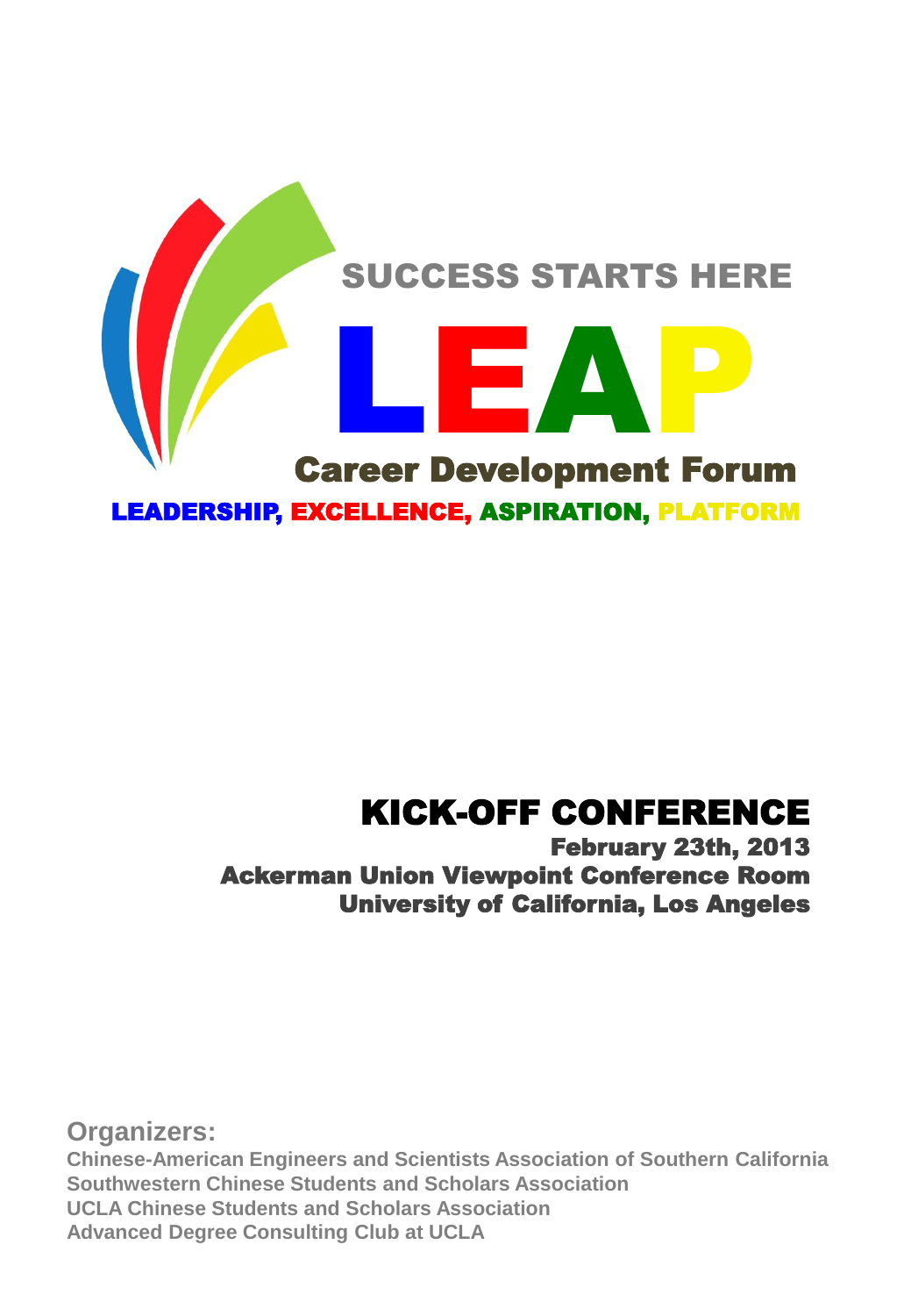SUCCESS STARTS HERE

# LEAP

## Career Development Forum

**LEADERSHIP, EXCELLENCE, ASPIRATION, PLATFORM**

# KICK-OFF CONFERENCE

**February 23th, 2013**
**Ackerman Union Viewpoint Conference Room**
**University of California, Los Angeles**

**Organizers:**

**Chinese-American Engineers and Scientists Association of Southern California**
**Southwestern Chinese Students and Scholars Association**
**UCLA Chinese Students and Scholars Association**
**Advanced Degree Consulting Club at UCLA**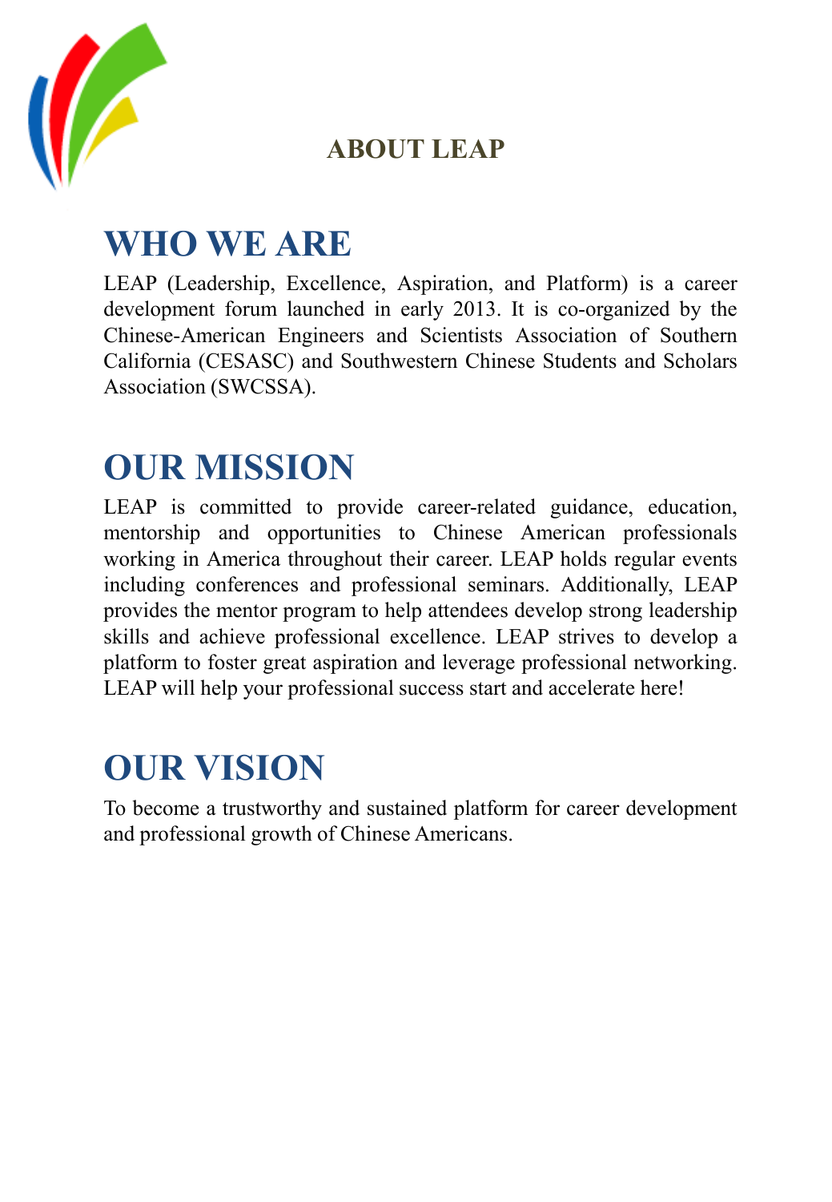# ABOUT LEAP

## WHO WE ARE

LEAP (Leadership, Excellence, Aspiration, and Platform) is a career development forum launched in early 2013. It is co-organized by the Chinese-American Engineers and Scientists Association of Southern California (CESASC) and Southwestern Chinese Students and Scholars Association (SWCSSA).

## OUR MISSION

LEAP is committed to provide career-related guidance, education, mentorship and opportunities to Chinese American professionals working in America throughout their career. LEAP holds regular events including conferences and professional seminars. Additionally, LEAP provides the mentor program to help attendees develop strong leadership skills and achieve professional excellence. LEAP strives to develop a platform to foster great aspiration and leverage professional networking. LEAP will help your professional success start and accelerate here!

## OUR VISION

To become a trustworthy and sustained platform for career development and professional growth of Chinese Americans.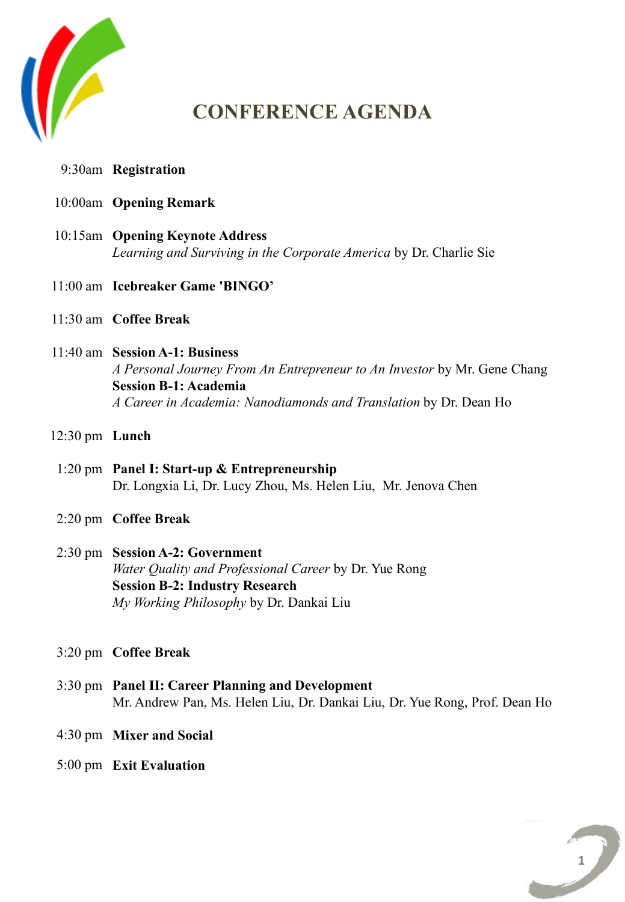# CONFERENCE AGENDA

9:30am **Registration**

10:00am **Opening Remark**

10:15am **Opening Keynote Address**
*Learning and Surviving in the Corporate America* by Dr. Charlie Sie

11:00 am **Icebreaker Game 'BINGO'**

11:30 am **Coffee Break**

11:40 am **Session A-1: Business**
*A Personal Journey From An Entrepreneur to An Investor* by Mr. Gene Chang
**Session B-1: Academia**
*A Career in Academia: Nanodiamonds and Translation* by Dr. Dean Ho

12:30 pm **Lunch**

1:20 pm **Panel I: Start-up & Entrepreneurship**
Dr. Longxia Li, Dr. Lucy Zhou, Ms. Helen Liu, Mr. Jenova Chen

2:20 pm **Coffee Break**

2:30 pm **Session A-2: Government**
*Water Quality and Professional Career* by Dr. Yue Rong
**Session B-2: Industry Research**
*My Working Philosophy* by Dr. Dankai Liu

3:20 pm **Coffee Break**

3:30 pm **Panel II: Career Planning and Development**
Mr. Andrew Pan, Ms. Helen Liu, Dr. Dankai Liu, Dr. Yue Rong, Prof. Dean Ho

4:30 pm **Mixer and Social**

5:00 pm **Exit Evaluation**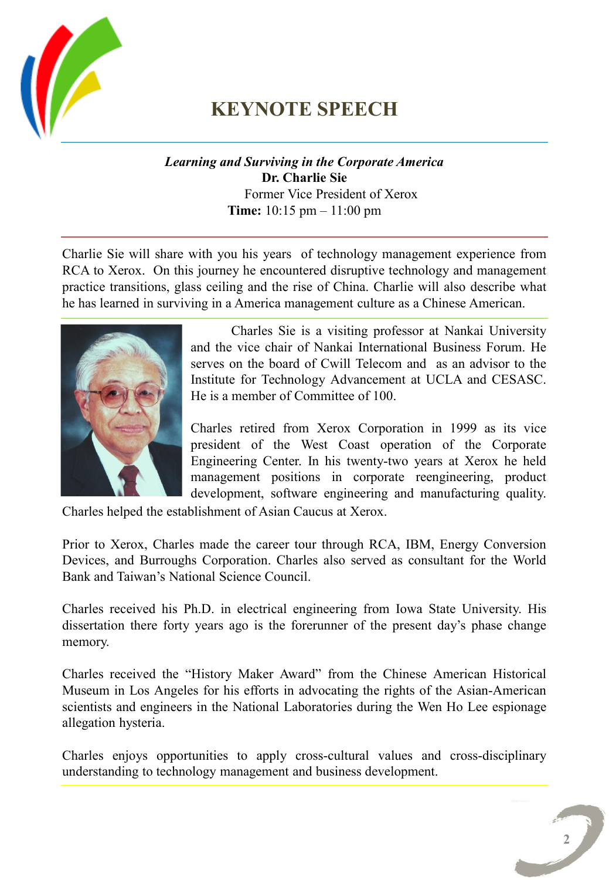# KEYNOTE SPEECH

***Learning and Surviving in the Corporate America***
**Dr. Charlie Sie**
Former Vice President of Xerox
**Time:** 10:15 pm – 11:00 pm

Charlie Sie will share with you his years of technology management experience from RCA to Xerox. On this journey he encountered disruptive technology and management practice transitions, glass ceiling and the rise of China. Charlie will also describe what he has learned in surviving in a America management culture as a Chinese American.

Charles Sie is a visiting professor at Nankai University and the vice chair of Nankai International Business Forum. He serves on the board of Cwill Telecom and as an advisor to the Institute for Technology Advancement at UCLA and CESASC. He is a member of Committee of 100.

Charles retired from Xerox Corporation in 1999 as its vice president of the West Coast operation of the Corporate Engineering Center. In his twenty-two years at Xerox he held management positions in corporate reengineering, product development, software engineering and manufacturing quality. Charles helped the establishment of Asian Caucus at Xerox.

Prior to Xerox, Charles made the career tour through RCA, IBM, Energy Conversion Devices, and Burroughs Corporation. Charles also served as consultant for the World Bank and Taiwan's National Science Council.

Charles received his Ph.D. in electrical engineering from Iowa State University. His dissertation there forty years ago is the forerunner of the present day's phase change memory.

Charles received the "History Maker Award" from the Chinese American Historical Museum in Los Angeles for his efforts in advocating the rights of the Asian-American scientists and engineers in the National Laboratories during the Wen Ho Lee espionage allegation hysteria.

Charles enjoys opportunities to apply cross-cultural values and cross-disciplinary understanding to technology management and business development.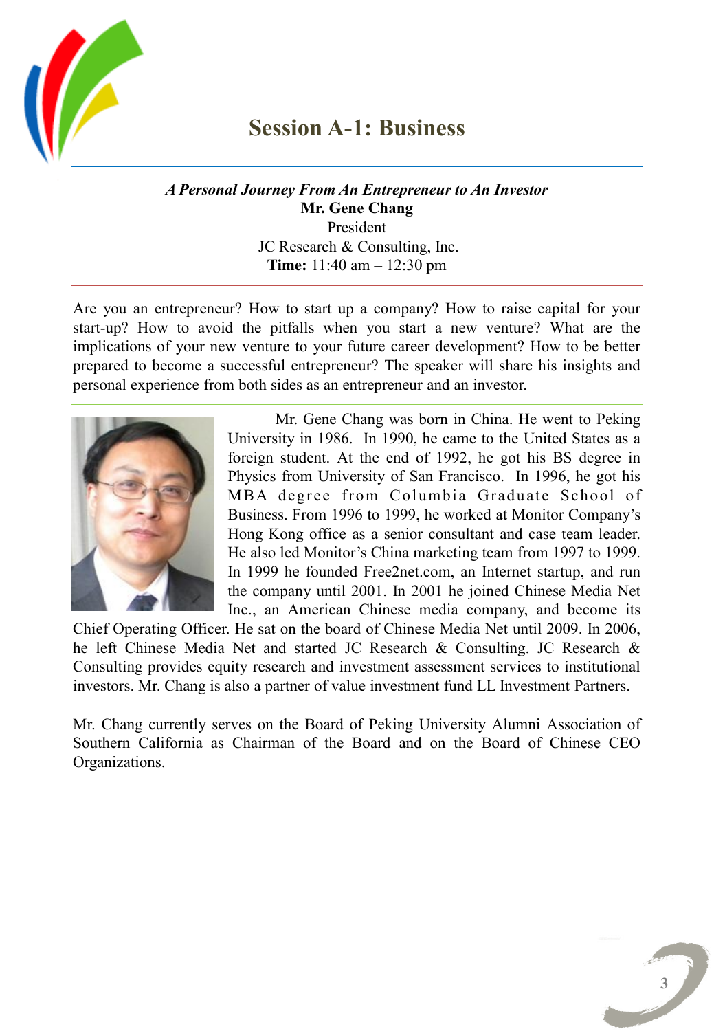# Session A-1: Business

***A Personal Journey From An Entrepreneur to An Investor***
**Mr. Gene Chang**
President
JC Research & Consulting, Inc.
**Time:** 11:40 am – 12:30 pm

Are you an entrepreneur? How to start up a company? How to raise capital for your start-up? How to avoid the pitfalls when you start a new venture? What are the implications of your new venture to your future career development? How to be better prepared to become a successful entrepreneur? The speaker will share his insights and personal experience from both sides as an entrepreneur and an investor.

Mr. Gene Chang was born in China. He went to Peking University in 1986. In 1990, he came to the United States as a foreign student. At the end of 1992, he got his BS degree in Physics from University of San Francisco. In 1996, he got his MBA degree from Columbia Graduate School of Business. From 1996 to 1999, he worked at Monitor Company's Hong Kong office as a senior consultant and case team leader. He also led Monitor's China marketing team from 1997 to 1999. In 1999 he founded Free2net.com, an Internet startup, and run the company until 2001. In 2001 he joined Chinese Media Net Inc., an American Chinese media company, and become its Chief Operating Officer. He sat on the board of Chinese Media Net until 2009. In 2006, he left Chinese Media Net and started JC Research & Consulting. JC Research & Consulting provides equity research and investment assessment services to institutional investors. Mr. Chang is also a partner of value investment fund LL Investment Partners.

Mr. Chang currently serves on the Board of Peking University Alumni Association of Southern California as Chairman of the Board and on the Board of Chinese CEO Organizations.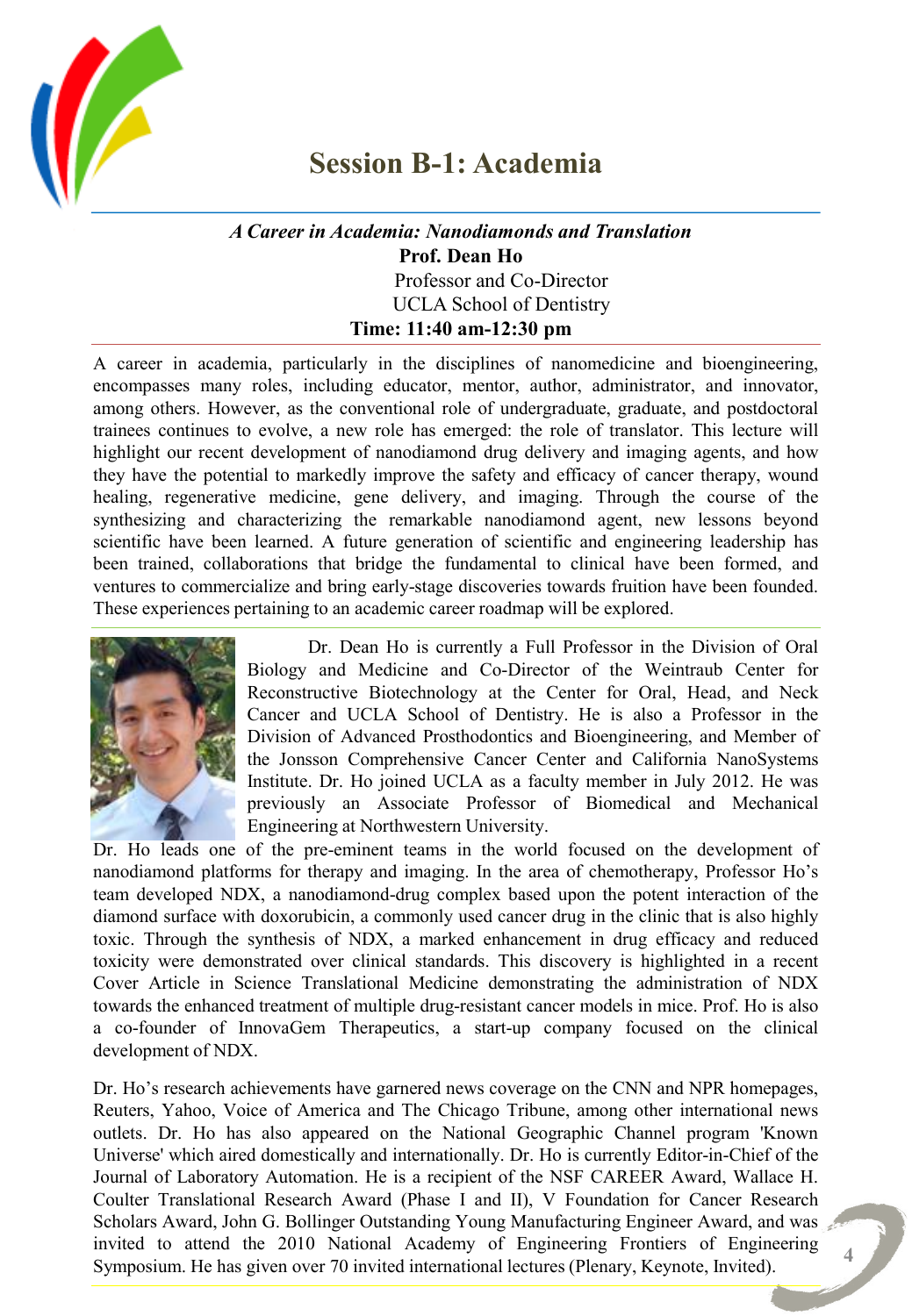# Session B-1: Academia

***A Career in Academia: Nanodiamonds and Translation***

**Prof. Dean Ho**

Professor and Co-Director

UCLA School of Dentistry

**Time: 11:40 am-12:30 pm**

A career in academia, particularly in the disciplines of nanomedicine and bioengineering, encompasses many roles, including educator, mentor, author, administrator, and innovator, among others. However, as the conventional role of undergraduate, graduate, and postdoctoral trainees continues to evolve, a new role has emerged: the role of translator. This lecture will highlight our recent development of nanodiamond drug delivery and imaging agents, and how they have the potential to markedly improve the safety and efficacy of cancer therapy, wound healing, regenerative medicine, gene delivery, and imaging. Through the course of the synthesizing and characterizing the remarkable nanodiamond agent, new lessons beyond scientific have been learned. A future generation of scientific and engineering leadership has been trained, collaborations that bridge the fundamental to clinical have been formed, and ventures to commercialize and bring early-stage discoveries towards fruition have been founded. These experiences pertaining to an academic career roadmap will be explored.

Dr. Dean Ho is currently a Full Professor in the Division of Oral Biology and Medicine and Co-Director of the Weintraub Center for Reconstructive Biotechnology at the Center for Oral, Head, and Neck Cancer and UCLA School of Dentistry. He is also a Professor in the Division of Advanced Prosthodontics and Bioengineering, and Member of the Jonsson Comprehensive Cancer Center and California NanoSystems Institute. Dr. Ho joined UCLA as a faculty member in July 2012. He was previously an Associate Professor of Biomedical and Mechanical Engineering at Northwestern University.

Dr. Ho leads one of the pre-eminent teams in the world focused on the development of nanodiamond platforms for therapy and imaging. In the area of chemotherapy, Professor Ho's team developed NDX, a nanodiamond-drug complex based upon the potent interaction of the diamond surface with doxorubicin, a commonly used cancer drug in the clinic that is also highly toxic. Through the synthesis of NDX, a marked enhancement in drug efficacy and reduced toxicity were demonstrated over clinical standards. This discovery is highlighted in a recent Cover Article in Science Translational Medicine demonstrating the administration of NDX towards the enhanced treatment of multiple drug-resistant cancer models in mice. Prof. Ho is also a co-founder of InnovaGem Therapeutics, a start-up company focused on the clinical development of NDX.

Dr. Ho's research achievements have garnered news coverage on the CNN and NPR homepages, Reuters, Yahoo, Voice of America and The Chicago Tribune, among other international news outlets. Dr. Ho has also appeared on the National Geographic Channel program 'Known Universe' which aired domestically and internationally. Dr. Ho is currently Editor-in-Chief of the Journal of Laboratory Automation. He is a recipient of the NSF CAREER Award, Wallace H. Coulter Translational Research Award (Phase I and II), V Foundation for Cancer Research Scholars Award, John G. Bollinger Outstanding Young Manufacturing Engineer Award, and was invited to attend the 2010 National Academy of Engineering Frontiers of Engineering Symposium. He has given over 70 invited international lectures (Plenary, Keynote, Invited).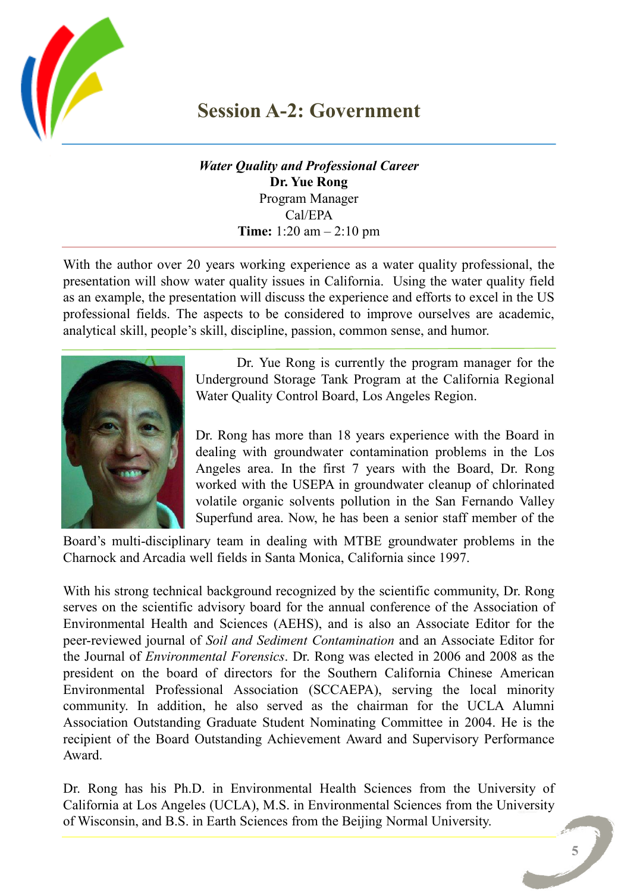# Session A-2: Government

***Water Quality and Professional Career***
**Dr. Yue Rong**
Program Manager
Cal/EPA
**Time:** 1:20 am – 2:10 pm

With the author over 20 years working experience as a water quality professional, the presentation will show water quality issues in California. Using the water quality field as an example, the presentation will discuss the experience and efforts to excel in the US professional fields. The aspects to be considered to improve ourselves are academic, analytical skill, people's skill, discipline, passion, common sense, and humor.

Dr. Yue Rong is currently the program manager for the Underground Storage Tank Program at the California Regional Water Quality Control Board, Los Angeles Region.

Dr. Rong has more than 18 years experience with the Board in dealing with groundwater contamination problems in the Los Angeles area. In the first 7 years with the Board, Dr. Rong worked with the USEPA in groundwater cleanup of chlorinated volatile organic solvents pollution in the San Fernando Valley Superfund area. Now, he has been a senior staff member of the Board's multi-disciplinary team in dealing with MTBE groundwater problems in the Charnock and Arcadia well fields in Santa Monica, California since 1997.

With his strong technical background recognized by the scientific community, Dr. Rong serves on the scientific advisory board for the annual conference of the Association of Environmental Health and Sciences (AEHS), and is also an Associate Editor for the peer-reviewed journal of *Soil and Sediment Contamination* and an Associate Editor for the Journal of *Environmental Forensics*. Dr. Rong was elected in 2006 and 2008 as the president on the board of directors for the Southern California Chinese American Environmental Professional Association (SCCAEPA), serving the local minority community. In addition, he also served as the chairman for the UCLA Alumni Association Outstanding Graduate Student Nominating Committee in 2004. He is the recipient of the Board Outstanding Achievement Award and Supervisory Performance Award.

Dr. Rong has his Ph.D. in Environmental Health Sciences from the University of California at Los Angeles (UCLA), M.S. in Environmental Sciences from the University of Wisconsin, and B.S. in Earth Sciences from the Beijing Normal University.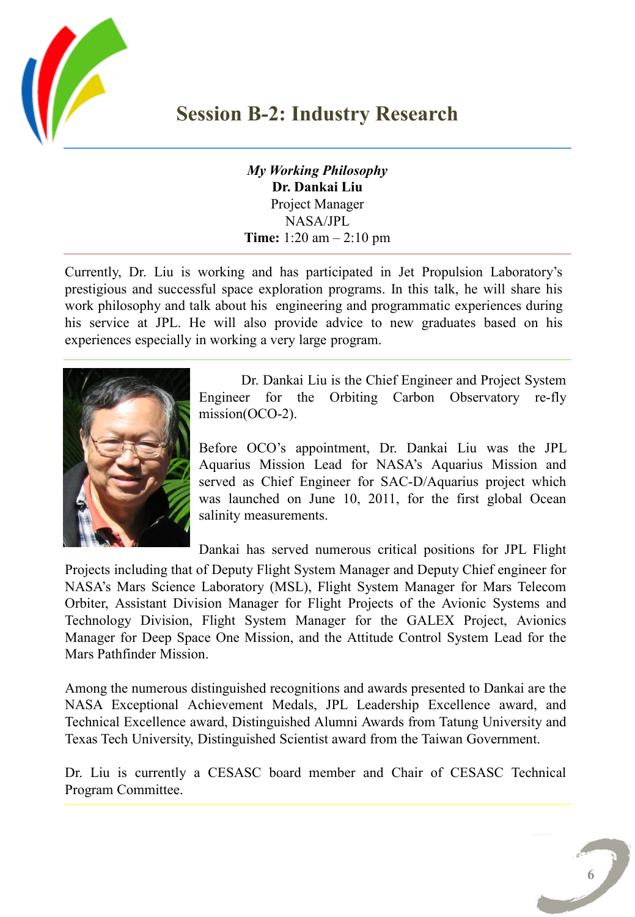# Session B-2: Industry Research

*My Working Philosophy*
**Dr. Dankai Liu**
Project Manager
NASA/JPL
**Time:** 1:20 am – 2:10 pm

Currently, Dr. Liu is working and has participated in Jet Propulsion Laboratory's prestigious and successful space exploration programs. In this talk, he will share his work philosophy and talk about his engineering and programmatic experiences during his service at JPL. He will also provide advice to new graduates based on his experiences especially in working a very large program.

Dr. Dankai Liu is the Chief Engineer and Project System Engineer for the Orbiting Carbon Observatory re-fly mission(OCO-2).

Before OCO's appointment, Dr. Dankai Liu was the JPL Aquarius Mission Lead for NASA's Aquarius Mission and served as Chief Engineer for SAC-D/Aquarius project which was launched on June 10, 2011, for the first global Ocean salinity measurements.

Dankai has served numerous critical positions for JPL Flight Projects including that of Deputy Flight System Manager and Deputy Chief engineer for NASA's Mars Science Laboratory (MSL), Flight System Manager for Mars Telecom Orbiter, Assistant Division Manager for Flight Projects of the Avionic Systems and Technology Division, Flight System Manager for the GALEX Project, Avionics Manager for Deep Space One Mission, and the Attitude Control System Lead for the Mars Pathfinder Mission.

Among the numerous distinguished recognitions and awards presented to Dankai are the NASA Exceptional Achievement Medals, JPL Leadership Excellence award, and Technical Excellence award, Distinguished Alumni Awards from Tatung University and Texas Tech University, Distinguished Scientist award from the Taiwan Government.

Dr. Liu is currently a CESASC board member and Chair of CESASC Technical Program Committee.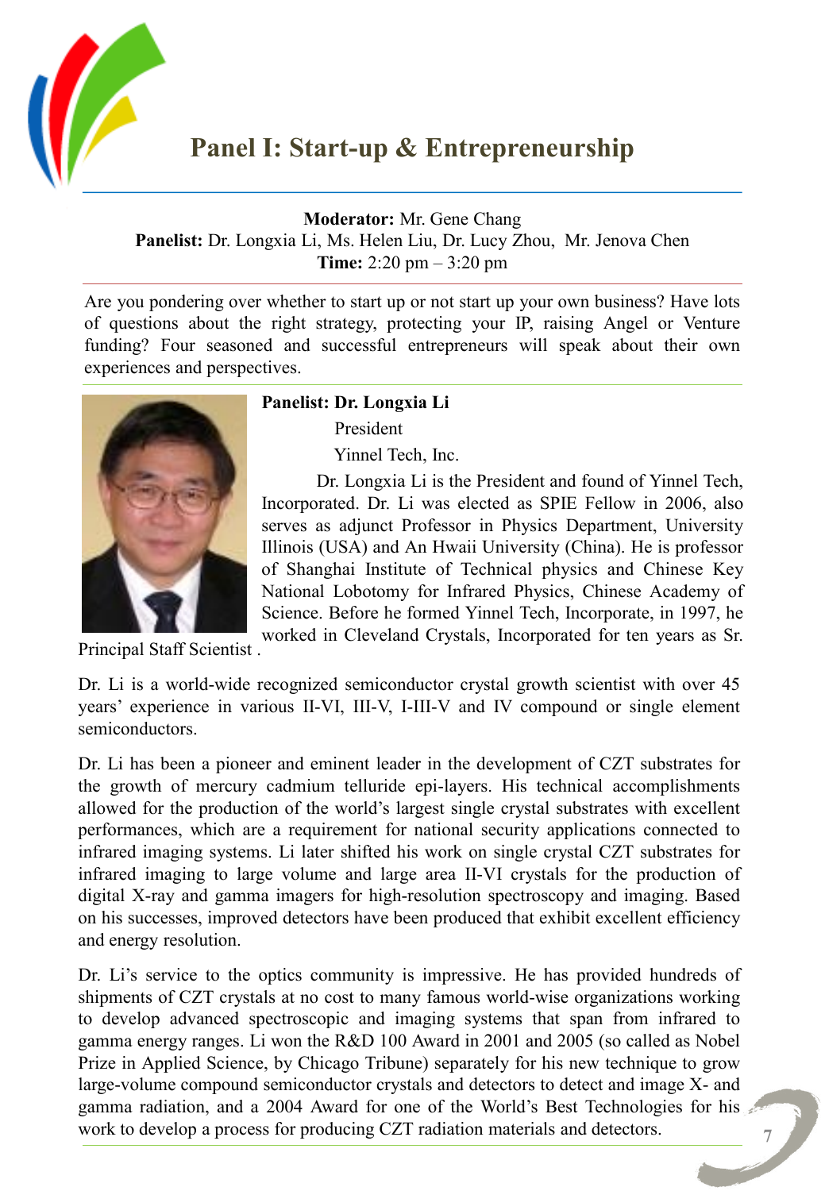# Panel I: Start-up & Entrepreneurship

**Moderator:** Mr. Gene Chang
**Panelist:** Dr. Longxia Li, Ms. Helen Liu, Dr. Lucy Zhou, Mr. Jenova Chen
**Time:** 2:20 pm – 3:20 pm

Are you pondering over whether to start up or not start up your own business? Have lots of questions about the right strategy, protecting your IP, raising Angel or Venture funding? Four seasoned and successful entrepreneurs will speak about their own experiences and perspectives.

**Panelist: Dr. Longxia Li**

President

Yinnel Tech, Inc.

Dr. Longxia Li is the President and found of Yinnel Tech, Incorporated. Dr. Li was elected as SPIE Fellow in 2006, also serves as adjunct Professor in Physics Department, University Illinois (USA) and An Hwaii University (China). He is professor of Shanghai Institute of Technical physics and Chinese Key National Lobotomy for Infrared Physics, Chinese Academy of Science. Before he formed Yinnel Tech, Incorporate, in 1997, he worked in Cleveland Crystals, Incorporated for ten years as Sr. Principal Staff Scientist .

Dr. Li is a world-wide recognized semiconductor crystal growth scientist with over 45 years' experience in various II-VI, III-V, I-III-V and IV compound or single element semiconductors.

Dr. Li has been a pioneer and eminent leader in the development of CZT substrates for the growth of mercury cadmium telluride epi-layers. His technical accomplishments allowed for the production of the world's largest single crystal substrates with excellent performances, which are a requirement for national security applications connected to infrared imaging systems. Li later shifted his work on single crystal CZT substrates for infrared imaging to large volume and large area II-VI crystals for the production of digital X-ray and gamma imagers for high-resolution spectroscopy and imaging. Based on his successes, improved detectors have been produced that exhibit excellent efficiency and energy resolution.

Dr. Li's service to the optics community is impressive. He has provided hundreds of shipments of CZT crystals at no cost to many famous world-wise organizations working to develop advanced spectroscopic and imaging systems that span from infrared to gamma energy ranges. Li won the R&D 100 Award in 2001 and 2005 (so called as Nobel Prize in Applied Science, by Chicago Tribune) separately for his new technique to grow large-volume compound semiconductor crystals and detectors to detect and image X- and gamma radiation, and a 2004 Award for one of the World's Best Technologies for his work to develop a process for producing CZT radiation materials and detectors.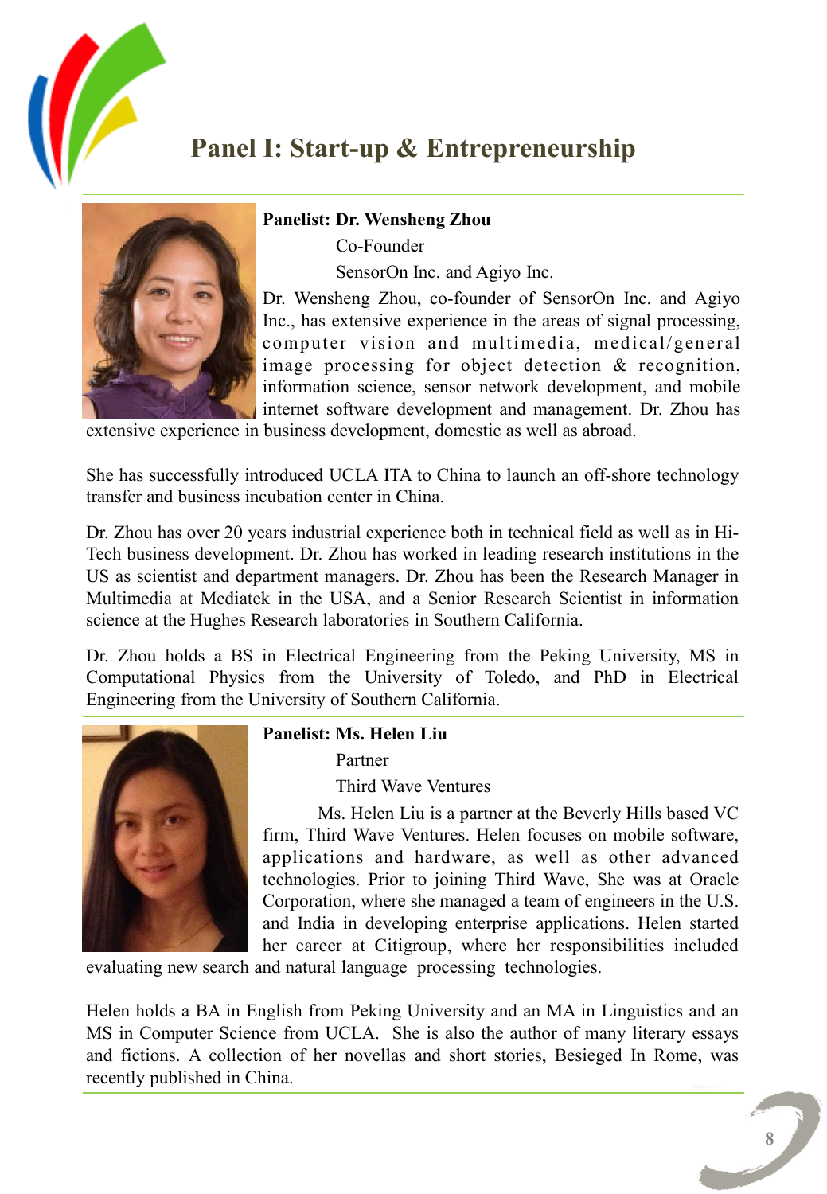# Panel I: Start-up & Entrepreneurship

**Panelist: Dr. Wensheng Zhou**

Co-Founder

SensorOn Inc. and Agiyo Inc.

Dr. Wensheng Zhou, co-founder of SensorOn Inc. and Agiyo Inc., has extensive experience in the areas of signal processing, computer vision and multimedia, medical/general image processing for object detection & recognition, information science, sensor network development, and mobile internet software development and management. Dr. Zhou has extensive experience in business development, domestic as well as abroad.

She has successfully introduced UCLA ITA to China to launch an off-shore technology transfer and business incubation center in China.

Dr. Zhou has over 20 years industrial experience both in technical field as well as in Hi-Tech business development. Dr. Zhou has worked in leading research institutions in the US as scientist and department managers. Dr. Zhou has been the Research Manager in Multimedia at Mediatek in the USA, and a Senior Research Scientist in information science at the Hughes Research laboratories in Southern California.

Dr. Zhou holds a BS in Electrical Engineering from the Peking University, MS in Computational Physics from the University of Toledo, and PhD in Electrical Engineering from the University of Southern California.

**Panelist: Ms. Helen Liu**

Partner

Third Wave Ventures

Ms. Helen Liu is a partner at the Beverly Hills based VC firm, Third Wave Ventures. Helen focuses on mobile software, applications and hardware, as well as other advanced technologies. Prior to joining Third Wave, She was at Oracle Corporation, where she managed a team of engineers in the U.S. and India in developing enterprise applications. Helen started her career at Citigroup, where her responsibilities included evaluating new search and natural language processing technologies.

Helen holds a BA in English from Peking University and an MA in Linguistics and an MS in Computer Science from UCLA. She is also the author of many literary essays and fictions. A collection of her novellas and short stories, Besieged In Rome, was recently published in China.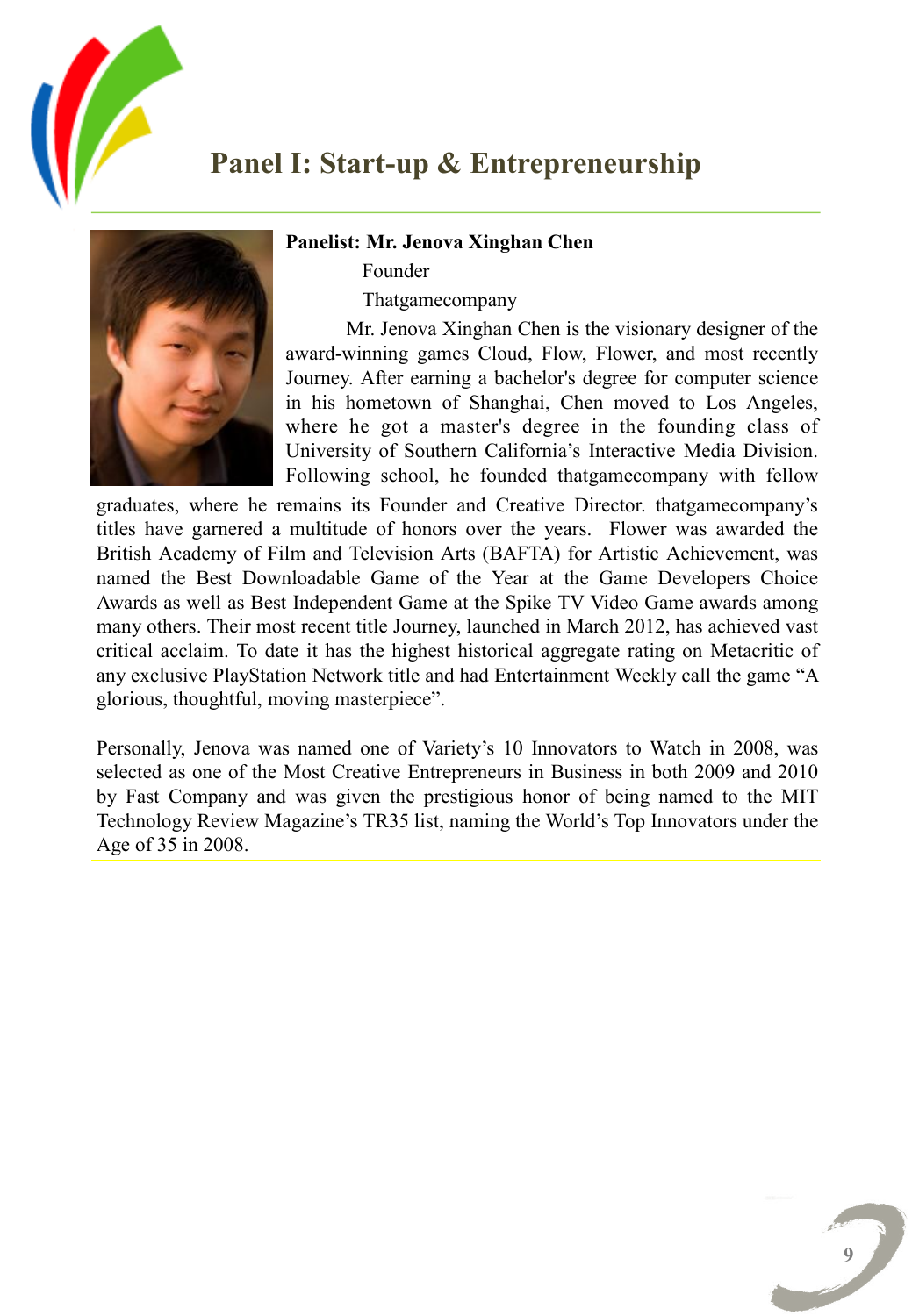# Panel I: Start-up & Entrepreneurship

**Panelist: Mr. Jenova Xinghan Chen**

Founder

Thatgamecompany

Mr. Jenova Xinghan Chen is the visionary designer of the award-winning games Cloud, Flow, Flower, and most recently Journey. After earning a bachelor's degree for computer science in his hometown of Shanghai, Chen moved to Los Angeles, where he got a master's degree in the founding class of University of Southern California's Interactive Media Division. Following school, he founded thatgamecompany with fellow graduates, where he remains its Founder and Creative Director. thatgamecompany's titles have garnered a multitude of honors over the years. Flower was awarded the British Academy of Film and Television Arts (BAFTA) for Artistic Achievement, was named the Best Downloadable Game of the Year at the Game Developers Choice Awards as well as Best Independent Game at the Spike TV Video Game awards among many others. Their most recent title Journey, launched in March 2012, has achieved vast critical acclaim. To date it has the highest historical aggregate rating on Metacritic of any exclusive PlayStation Network title and had Entertainment Weekly call the game "A glorious, thoughtful, moving masterpiece".

Personally, Jenova was named one of Variety's 10 Innovators to Watch in 2008, was selected as one of the Most Creative Entrepreneurs in Business in both 2009 and 2010 by Fast Company and was given the prestigious honor of being named to the MIT Technology Review Magazine's TR35 list, naming the World's Top Innovators under the Age of 35 in 2008.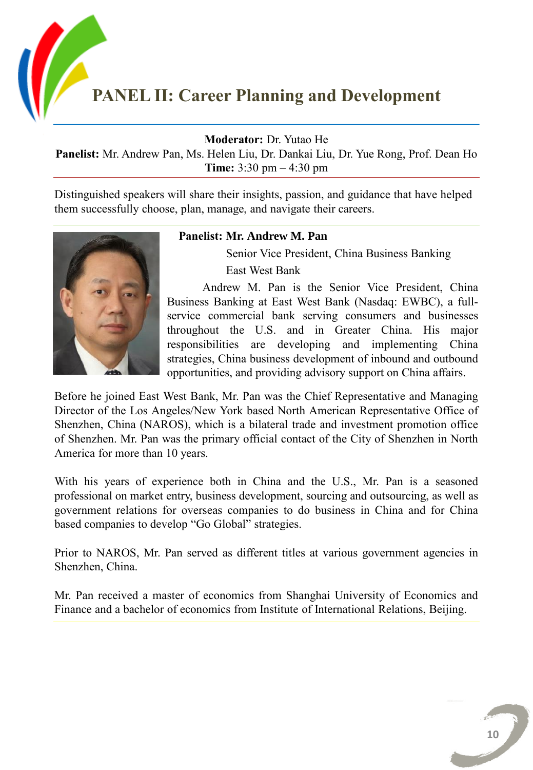# PANEL II: Career Planning and Development

**Moderator:** Dr. Yutao He
**Panelist:** Mr. Andrew Pan, Ms. Helen Liu, Dr. Dankai Liu, Dr. Yue Rong, Prof. Dean Ho
**Time:** 3:30 pm – 4:30 pm

Distinguished speakers will share their insights, passion, and guidance that have helped them successfully choose, plan, manage, and navigate their careers.

**Panelist: Mr. Andrew M. Pan**

Senior Vice President, China Business Banking
East West Bank

Andrew M. Pan is the Senior Vice President, China Business Banking at East West Bank (Nasdaq: EWBC), a full-service commercial bank serving consumers and businesses throughout the U.S. and in Greater China. His major responsibilities are developing and implementing China strategies, China business development of inbound and outbound opportunities, and providing advisory support on China affairs.

Before he joined East West Bank, Mr. Pan was the Chief Representative and Managing Director of the Los Angeles/New York based North American Representative Office of Shenzhen, China (NAROS), which is a bilateral trade and investment promotion office of Shenzhen. Mr. Pan was the primary official contact of the City of Shenzhen in North America for more than 10 years.

With his years of experience both in China and the U.S., Mr. Pan is a seasoned professional on market entry, business development, sourcing and outsourcing, as well as government relations for overseas companies to do business in China and for China based companies to develop "Go Global" strategies.

Prior to NAROS, Mr. Pan served as different titles at various government agencies in Shenzhen, China.

Mr. Pan received a master of economics from Shanghai University of Economics and Finance and a bachelor of economics from Institute of International Relations, Beijing.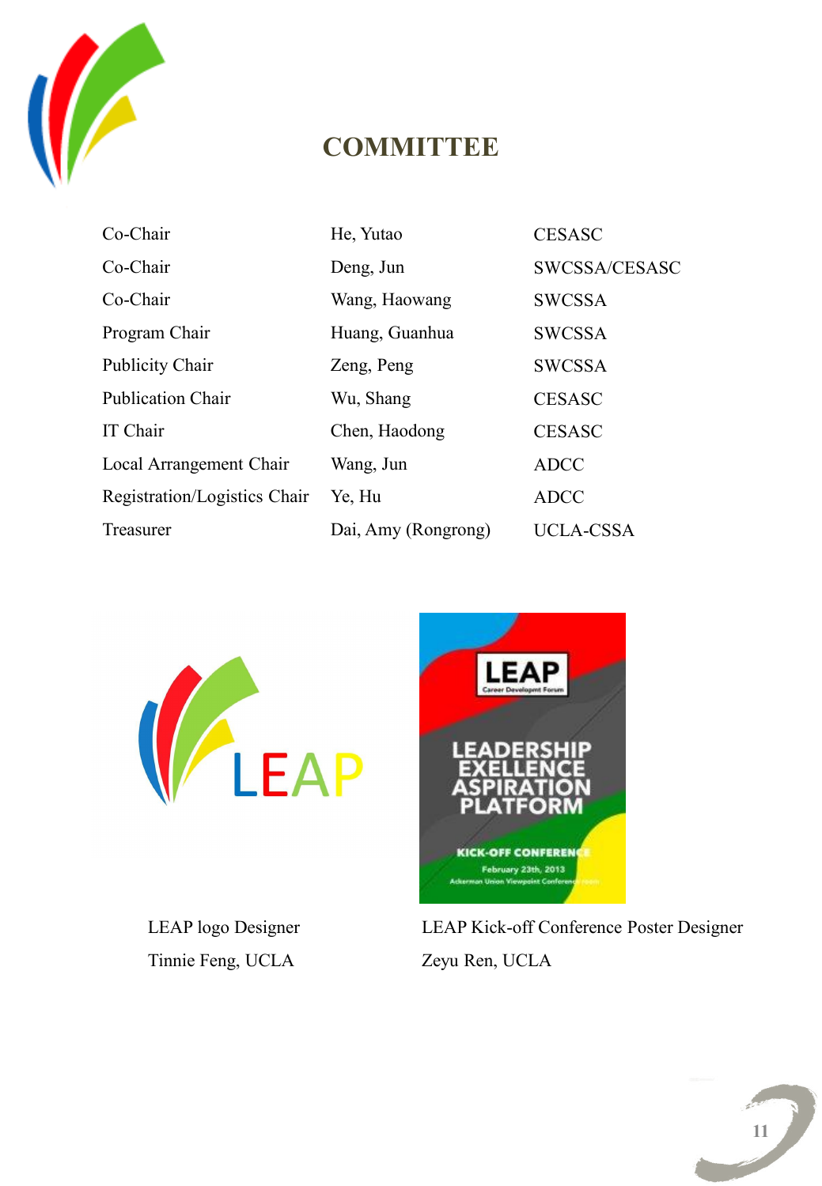# COMMITTEE

| | | |
|---|---|---|
| Co-Chair | He, Yutao | CESASC |
| Co-Chair | Deng, Jun | SWCSSA/CESASC |
| Co-Chair | Wang, Haowang | SWCSSA |
| Program Chair | Huang, Guanhua | SWCSSA |
| Publicity Chair | Zeng, Peng | SWCSSA |
| Publication Chair | Wu, Shang | CESASC |
| IT Chair | Chen, Haodong | CESASC |
| Local Arrangement Chair | Wang, Jun | ADCC |
| Registration/Logistics Chair | Ye, Hu | ADCC |
| Treasurer | Dai, Amy (Rongrong) | UCLA-CSSA |

LEAP logo Designer
Tinnie Feng, UCLA

LEAP Kick-off Conference Poster Designer
Zeyu Ren, UCLA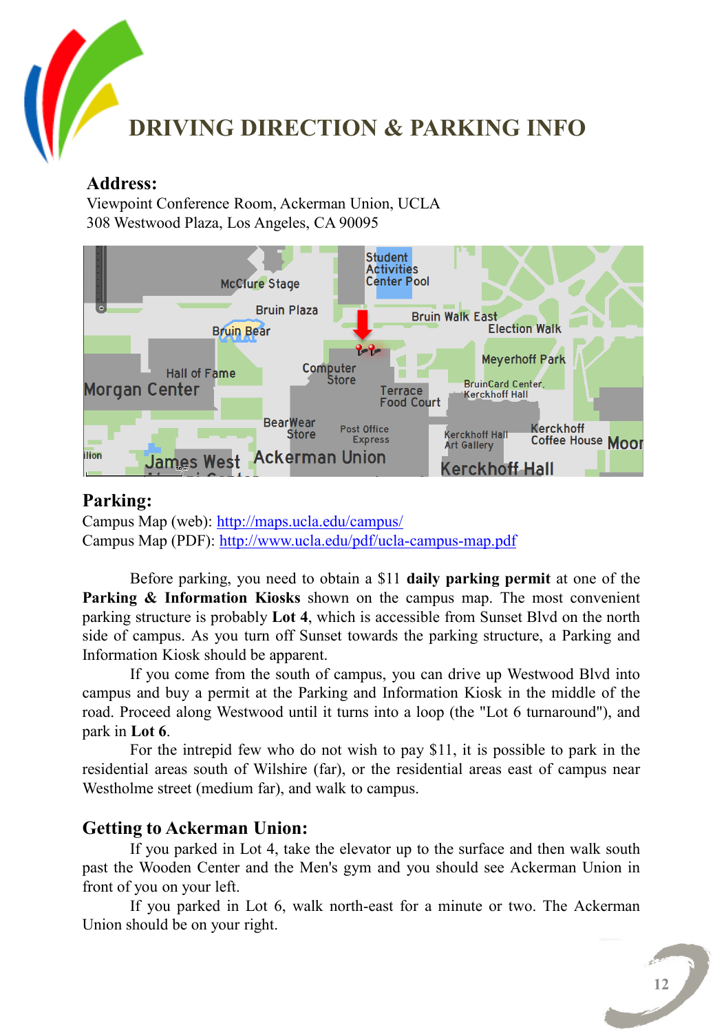# DRIVING DIRECTION & PARKING INFO

**Address:**
Viewpoint Conference Room, Ackerman Union, UCLA
308 Westwood Plaza, Los Angeles, CA 90095

## Parking:

Campus Map (web): http://maps.ucla.edu/campus/
Campus Map (PDF): http://www.ucla.edu/pdf/ucla-campus-map.pdf

Before parking, you need to obtain a $11 **daily parking permit** at one of the **Parking & Information Kiosks** shown on the campus map. The most convenient parking structure is probably **Lot 4**, which is accessible from Sunset Blvd on the north side of campus. As you turn off Sunset towards the parking structure, a Parking and Information Kiosk should be apparent.

If you come from the south of campus, you can drive up Westwood Blvd into campus and buy a permit at the Parking and Information Kiosk in the middle of the road. Proceed along Westwood until it turns into a loop (the "Lot 6 turnaround"), and park in **Lot 6**.

For the intrepid few who do not wish to pay $11, it is possible to park in the residential areas south of Wilshire (far), or the residential areas east of campus near Westholme street (medium far), and walk to campus.

## Getting to Ackerman Union:

If you parked in Lot 4, take the elevator up to the surface and then walk south past the Wooden Center and the Men's gym and you should see Ackerman Union in front of you on your left.

If you parked in Lot 6, walk north-east for a minute or two. The Ackerman Union should be on your right.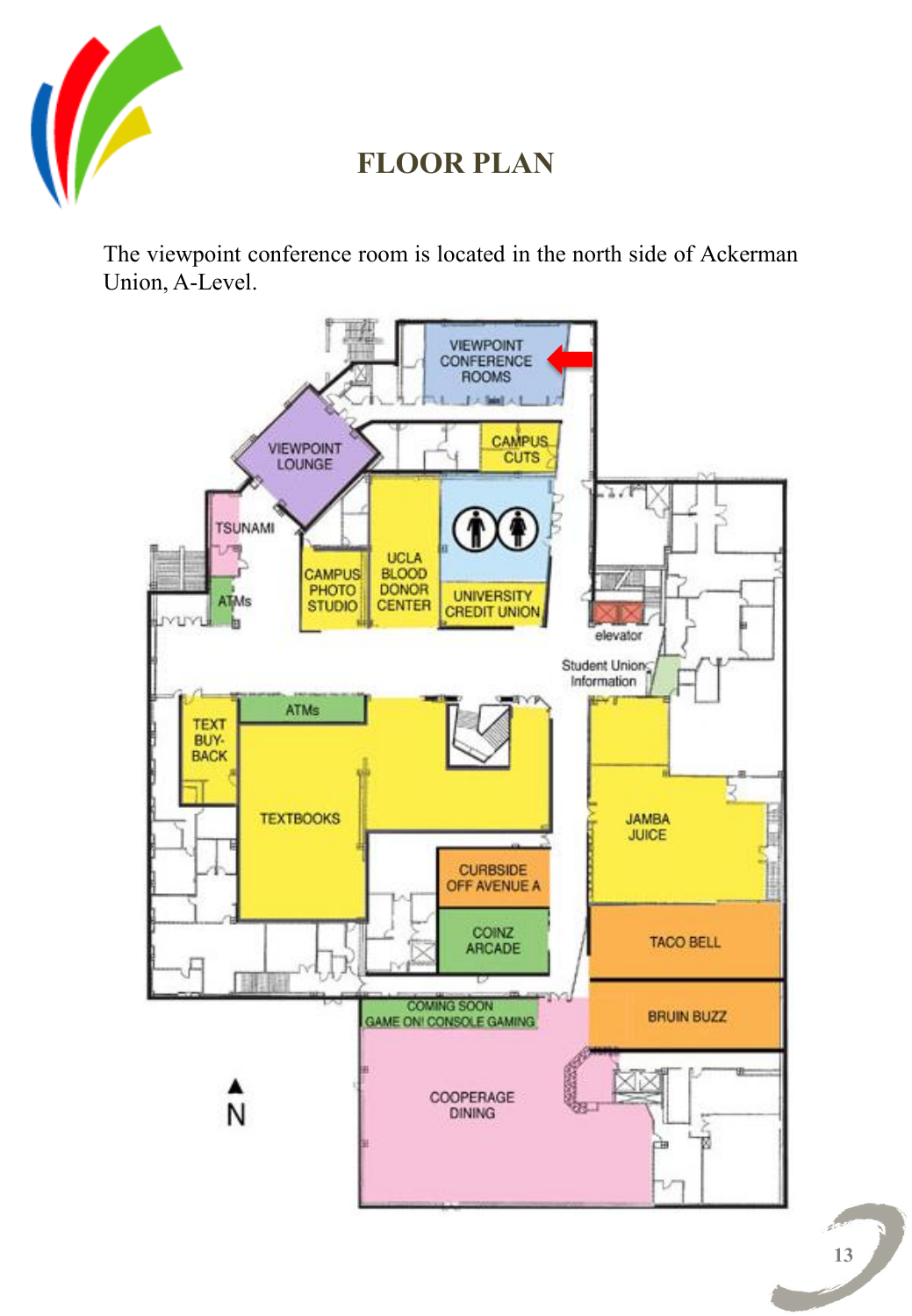# FLOOR PLAN

The viewpoint conference room is located in the north side of Ackerman Union, A-Level.

VIEWPOINT CONFERENCE ROOMS

VIEWPOINT LOUNGE

CAMPUS CUTS

TSUNAMI

ATMs

CAMPUS PHOTO STUDIO

UCLA BLOOD DONOR CENTER

UNIVERSITY CREDIT UNION

elevator

Student Union Information

TEXT BUY-BACK

ATMs

TEXTBOOKS

JAMBA JUICE

CURBSIDE OFF AVENUE A

COINZ ARCADE

TACO BELL

BRUIN BUZZ

COMING SOON GAME ON! CONSOLE GAMING

COOPERAGE DINING

N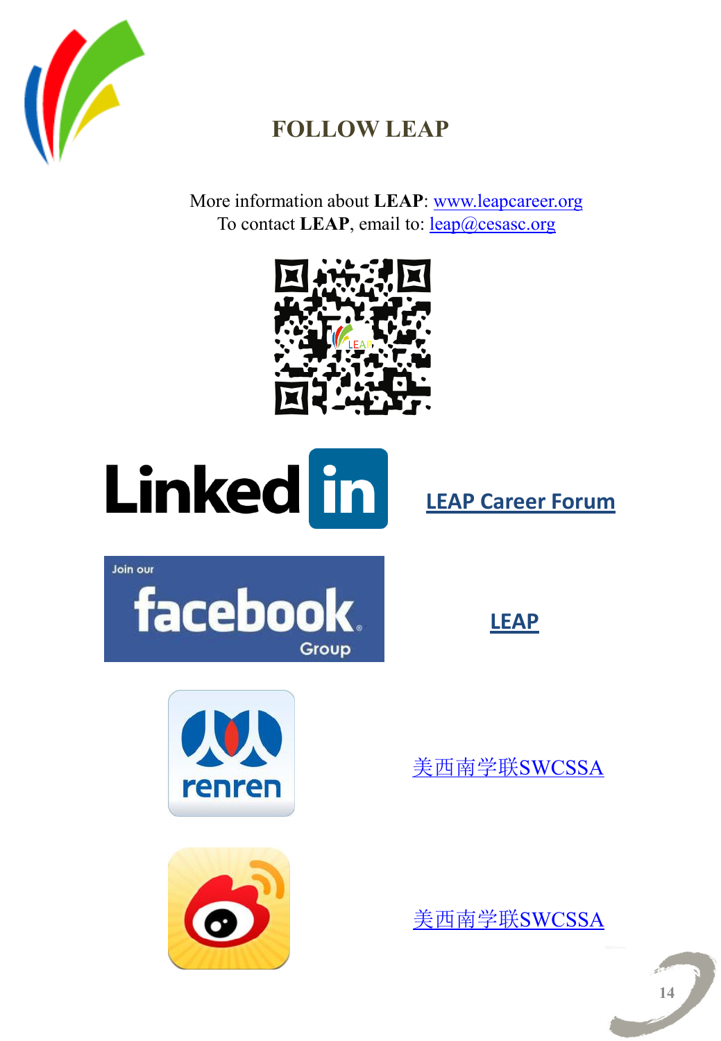# FOLLOW LEAP

More information about **LEAP**: www.leapcareer.org
To contact **LEAP**, email to: leap@cesasc.org

LinkedIn — LEAP Career Forum

Join our facebook Group — LEAP

renren — 美西南学联SWCSSA

美西南学联SWCSSA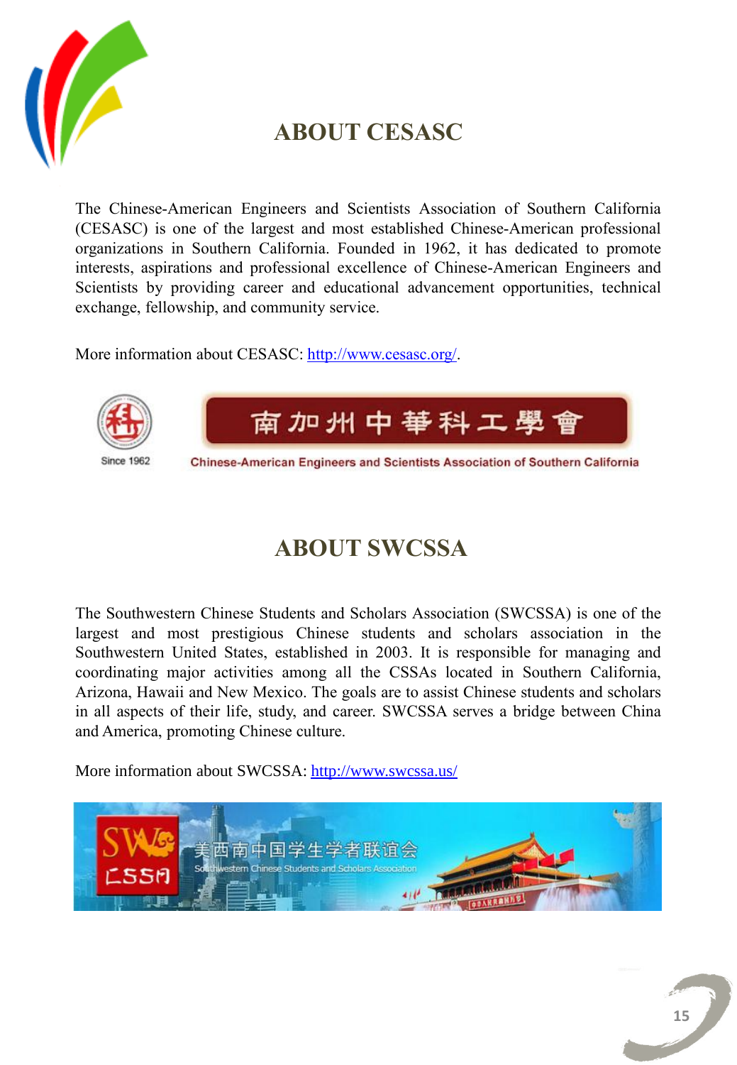# ABOUT CESASC

The Chinese-American Engineers and Scientists Association of Southern California (CESASC) is one of the largest and most established Chinese-American professional organizations in Southern California. Founded in 1962, it has dedicated to promote interests, aspirations and professional excellence of Chinese-American Engineers and Scientists by providing career and educational advancement opportunities, technical exchange, fellowship, and community service.

More information about CESASC: http://www.cesasc.org/.

Since 1962

南加州中華科工學會

Chinese-American Engineers and Scientists Association of Southern California

# ABOUT SWCSSA

The Southwestern Chinese Students and Scholars Association (SWCSSA) is one of the largest and most prestigious Chinese students and scholars association in the Southwestern United States, established in 2003. It is responsible for managing and coordinating major activities among all the CSSAs located in Southern California, Arizona, Hawaii and New Mexico. The goals are to assist Chinese students and scholars in all aspects of their life, study, and career. SWCSSA serves a bridge between China and America, promoting Chinese culture.

More information about SWCSSA: http://www.swcssa.us/

美西南中国学生学者联谊会

Southwestern Chinese Students and Scholars Association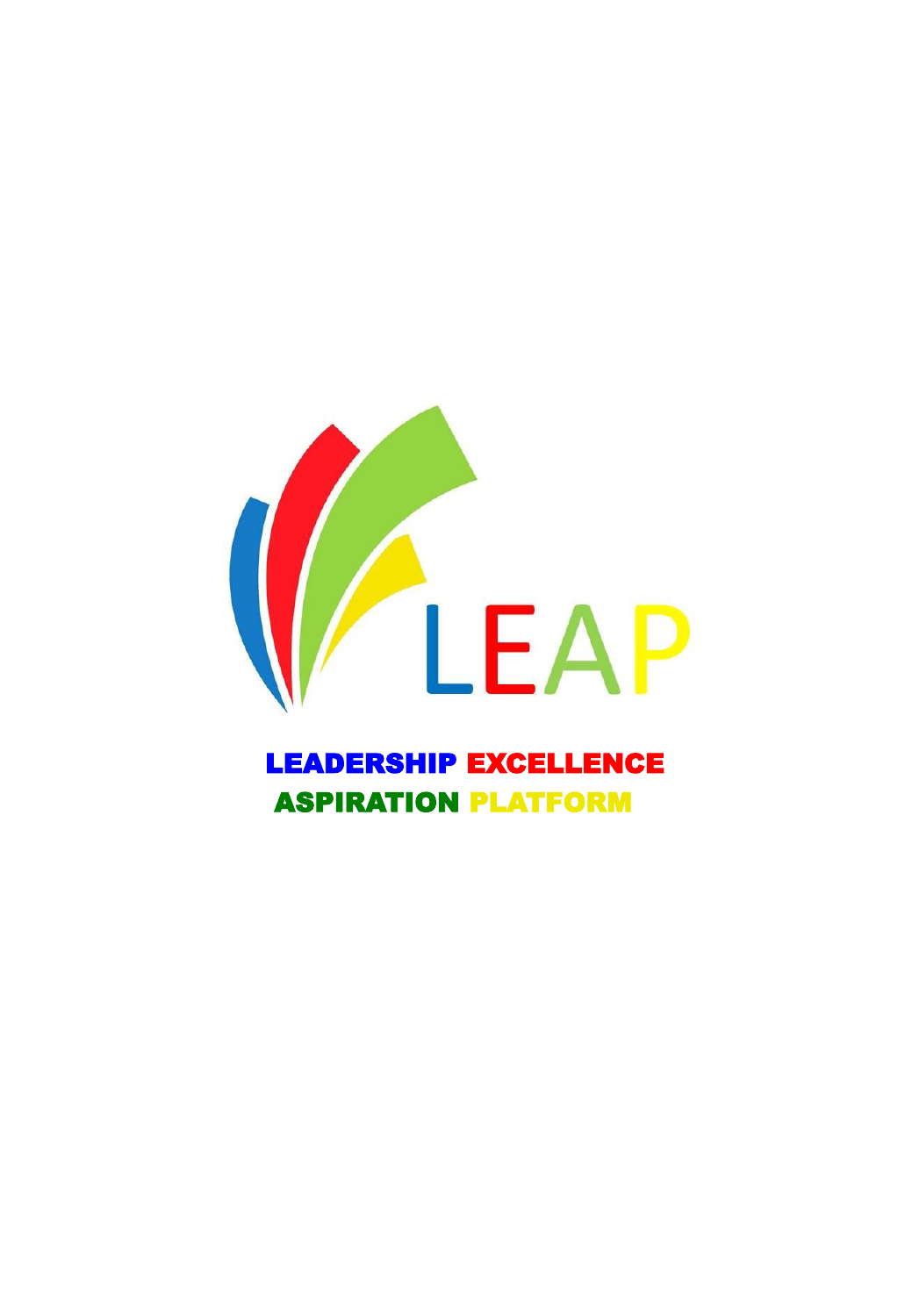LEAP

**LEADERSHIP EXCELLENCE ASPIRATION PLATFORM**